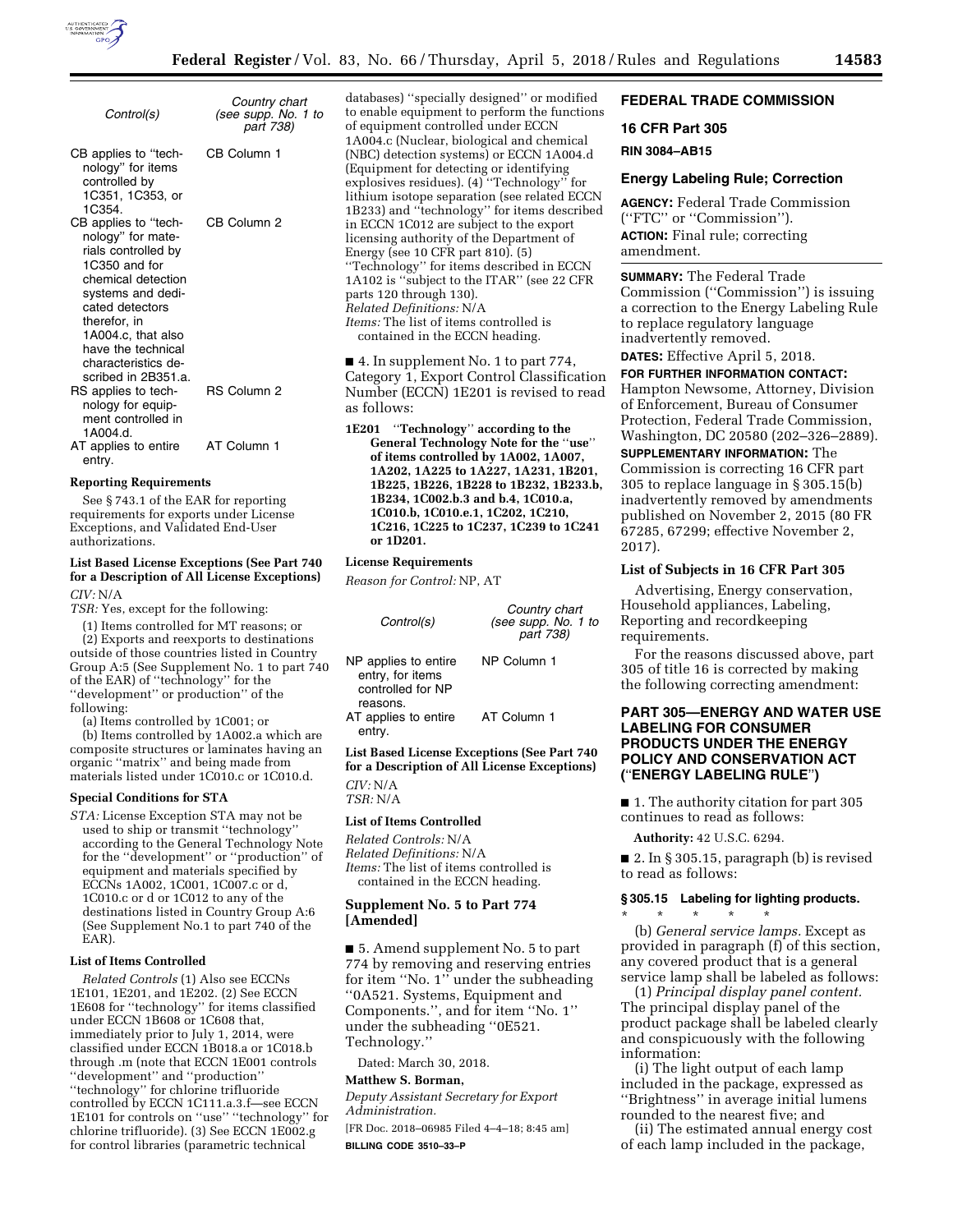| Control(s) | Country chart (see supp. No. 1 to part 738) |
|---|---|
| CB applies to "technology" for items controlled by 1C351, 1C353, or 1C354. | CB Column 1 |
| CB applies to "technology" for materials controlled by 1C350 and for chemical detection systems and dedicated detectors therefor, in 1A004.c, that also have the technical characteristics described in 2B351.a. | CB Column 2 |
| RS applies to technology for equipment controlled in 1A004.d. | RS Column 2 |
| AT applies to entire entry. | AT Column 1 |

**Reporting Requirements**

See § 743.1 of the EAR for reporting requirements for exports under License Exceptions, and Validated End-User authorizations.

**List Based License Exceptions (See Part 740 for a Description of All License Exceptions)**

*CIV:* N/A

*TSR:* Yes, except for the following:

(1) Items controlled for MT reasons; or

(2) Exports and reexports to destinations outside of those countries listed in Country Group A:5 (See Supplement No. 1 to part 740 of the EAR) of "technology" for the "development" or production" of the following:

(a) Items controlled by 1C001; or

(b) Items controlled by 1A002.a which are composite structures or laminates having an organic "matrix" and being made from materials listed under 1C010.c or 1C010.d.

**Special Conditions for STA**

*STA:* License Exception STA may not be used to ship or transmit "technology" according to the General Technology Note for the "development" or "production" of equipment and materials specified by ECCNs 1A002, 1C001, 1C007.c or d, 1C010.c or d or 1C012 to any of the destinations listed in Country Group A:6 (See Supplement No.1 to part 740 of the EAR).

**List of Items Controlled**

*Related Controls* (1) Also see ECCNs 1E101, 1E201, and 1E202. (2) See ECCN 1E608 for "technology" for items classified under ECCN 1B608 or 1C608 that, immediately prior to July 1, 2014, were classified under ECCN 1B018.a or 1C018.b through .m (note that ECCN 1E001 controls "development" and "production" "technology" for chlorine trifluoride controlled by ECCN 1C111.a.3.f—see ECCN 1E101 for controls on "use" "technology" for chlorine trifluoride). (3) See ECCN 1E002.g for control libraries (parametric technical databases) "specially designed" or modified to enable equipment to perform the functions of equipment controlled under ECCN 1A004.c (Nuclear, biological and chemical (NBC) detection systems) or ECCN 1A004.d (Equipment for detecting or identifying explosives residues). (4) "Technology" for lithium isotope separation (see related ECCN 1B233) and "technology" for items described in ECCN 1C012 are subject to the export licensing authority of the Department of Energy (see 10 CFR part 810). (5) "Technology" for items described in ECCN 1A102 is "subject to the ITAR" (see 22 CFR parts 120 through 130).

*Related Definitions:* N/A

*Items:* The list of items controlled is contained in the ECCN heading.

■ 4. In supplement No. 1 to part 774, Category 1, Export Control Classification Number (ECCN) 1E201 is revised to read as follows:

**1E201 "Technology" according to the General Technology Note for the "use" of items controlled by 1A002, 1A007, 1A202, 1A225 to 1A227, 1A231, 1B201, 1B225, 1B226, 1B228 to 1B232, 1B233.b, 1B234, 1C002.b.3 and b.4, 1C010.a, 1C010.b, 1C010.e.1, 1C202, 1C210, 1C216, 1C225 to 1C237, 1C239 to 1C241 or 1D201.**

**License Requirements**

*Reason for Control:* NP, AT

| Control(s) | Country chart (see supp. No. 1 to part 738) |
|---|---|
| NP applies to entire entry, for items controlled for NP reasons. | NP Column 1 |
| AT applies to entire entry. | AT Column 1 |

**List Based License Exceptions (See Part 740 for a Description of All License Exceptions)**

*CIV:* N/A

*TSR:* N/A

**List of Items Controlled**

*Related Controls:* N/A

*Related Definitions:* N/A

*Items:* The list of items controlled is contained in the ECCN heading.

**Supplement No. 5 to Part 774 [Amended]**

■ 5. Amend supplement No. 5 to part 774 by removing and reserving entries for item "No. 1" under the subheading "0A521. Systems, Equipment and Components.", and for item "No. 1" under the subheading "0E521. Technology."

Dated: March 30, 2018.

**Matthew S. Borman,**

*Deputy Assistant Secretary for Export Administration.*

[FR Doc. 2018–06985 Filed 4–4–18; 8:45 am]

**BILLING CODE 3510–33–P**

## FEDERAL TRADE COMMISSION

### 16 CFR Part 305

**RIN 3084–AB15**

### Energy Labeling Rule; Correction

**AGENCY:** Federal Trade Commission ("FTC" or "Commission").

**ACTION:** Final rule; correcting amendment.

**SUMMARY:** The Federal Trade Commission ("Commission") is issuing a correction to the Energy Labeling Rule to replace regulatory language inadvertently removed.

**DATES:** Effective April 5, 2018.

**FOR FURTHER INFORMATION CONTACT:** Hampton Newsome, Attorney, Division of Enforcement, Bureau of Consumer Protection, Federal Trade Commission, Washington, DC 20580 (202–326–2889).

**SUPPLEMENTARY INFORMATION:** The Commission is correcting 16 CFR part 305 to replace language in § 305.15(b) inadvertently removed by amendments published on November 2, 2015 (80 FR 67285, 67299; effective November 2, 2017).

**List of Subjects in 16 CFR Part 305**

Advertising, Energy conservation, Household appliances, Labeling, Reporting and recordkeeping requirements.

For the reasons discussed above, part 305 of title 16 is corrected by making the following correcting amendment:

**PART 305—ENERGY AND WATER USE LABELING FOR CONSUMER PRODUCTS UNDER THE ENERGY POLICY AND CONSERVATION ACT ("ENERGY LABELING RULE")**

■ 1. The authority citation for part 305 continues to read as follows:

**Authority:** 42 U.S.C. 6294.

■ 2. In § 305.15, paragraph (b) is revised to read as follows:

**§ 305.15 Labeling for lighting products.**

\* \* \* \* \*

(b) *General service lamps.* Except as provided in paragraph (f) of this section, any covered product that is a general service lamp shall be labeled as follows:

(1) *Principal display panel content.* The principal display panel of the product package shall be labeled clearly and conspicuously with the following information:

(i) The light output of each lamp included in the package, expressed as "Brightness" in average initial lumens rounded to the nearest five; and

(ii) The estimated annual energy cost of each lamp included in the package,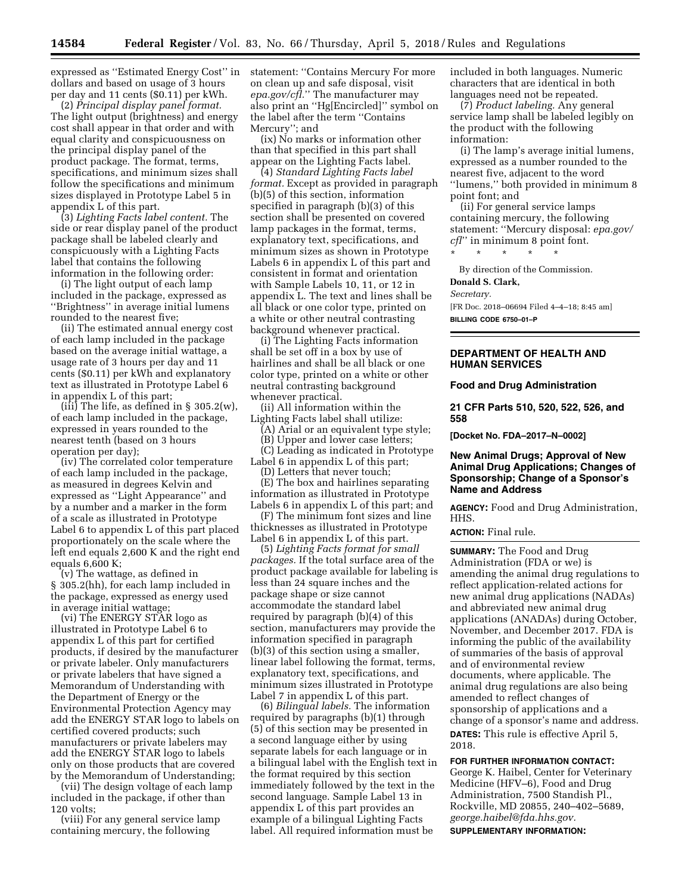expressed as "Estimated Energy Cost" in dollars and based on usage of 3 hours per day and 11 cents ($0.11) per kWh.

(2) *Principal display panel format.* The light output (brightness) and energy cost shall appear in that order and with equal clarity and conspicuousness on the principal display panel of the product package. The format, terms, specifications, and minimum sizes shall follow the specifications and minimum sizes displayed in Prototype Label 5 in appendix L of this part.

(3) *Lighting Facts label content.* The side or rear display panel of the product package shall be labeled clearly and conspicuously with a Lighting Facts label that contains the following information in the following order:

(i) The light output of each lamp included in the package, expressed as "Brightness" in average initial lumens rounded to the nearest five;

(ii) The estimated annual energy cost of each lamp included in the package based on the average initial wattage, a usage rate of 3 hours per day and 11 cents ($0.11) per kWh and explanatory text as illustrated in Prototype Label 6 in appendix L of this part;

(iii) The life, as defined in § 305.2(w), of each lamp included in the package, expressed in years rounded to the nearest tenth (based on 3 hours operation per day);

(iv) The correlated color temperature of each lamp included in the package, as measured in degrees Kelvin and expressed as "Light Appearance" and by a number and a marker in the form of a scale as illustrated in Prototype Label 6 to appendix L of this part placed proportionately on the scale where the left end equals 2,600 K and the right end equals 6,600 K;

(v) The wattage, as defined in § 305.2(hh), for each lamp included in the package, expressed as energy used in average initial wattage;

(vi) The ENERGY STAR logo as illustrated in Prototype Label 6 to appendix L of this part for certified products, if desired by the manufacturer or private labeler. Only manufacturers or private labelers that have signed a Memorandum of Understanding with the Department of Energy or the Environmental Protection Agency may add the ENERGY STAR logo to labels on certified covered products; such manufacturers or private labelers may add the ENERGY STAR logo to labels only on those products that are covered by the Memorandum of Understanding;

(vii) The design voltage of each lamp included in the package, if other than 120 volts;

(viii) For any general service lamp containing mercury, the following statement: "Contains Mercury For more on clean up and safe disposal, visit *epa.gov/cfl*." The manufacturer may also print an "Hg[Encircled]" symbol on the label after the term "Contains Mercury"; and

(ix) No marks or information other than that specified in this part shall appear on the Lighting Facts label.

(4) *Standard Lighting Facts label format.* Except as provided in paragraph (b)(5) of this section, information specified in paragraph (b)(3) of this section shall be presented on covered lamp packages in the format, terms, explanatory text, specifications, and minimum sizes as shown in Prototype Labels 6 in appendix L of this part and consistent in format and orientation with Sample Labels 10, 11, or 12 in appendix L. The text and lines shall be all black or one color type, printed on a white or other neutral contrasting background whenever practical.

(i) The Lighting Facts information shall be set off in a box by use of hairlines and shall be all black or one color type, printed on a white or other neutral contrasting background whenever practical.

(ii) All information within the Lighting Facts label shall utilize:

(A) Arial or an equivalent type style;

(B) Upper and lower case letters;

(C) Leading as indicated in Prototype Label 6 in appendix L of this part;

(D) Letters that never touch;

(E) The box and hairlines separating information as illustrated in Prototype Labels 6 in appendix L of this part; and

(F) The minimum font sizes and line thicknesses as illustrated in Prototype Label 6 in appendix L of this part.

(5) *Lighting Facts format for small packages.* If the total surface area of the product package available for labeling is less than 24 square inches and the package shape or size cannot accommodate the standard label required by paragraph (b)(4) of this section, manufacturers may provide the information specified in paragraph (b)(3) of this section using a smaller, linear label following the format, terms, explanatory text, specifications, and minimum sizes illustrated in Prototype Label 7 in appendix L of this part.

(6) *Bilingual labels.* The information required by paragraphs (b)(1) through (5) of this section may be presented in a second language either by using separate labels for each language or in a bilingual label with the English text in the format required by this section immediately followed by the text in the second language. Sample Label 13 in appendix L of this part provides an example of a bilingual Lighting Facts label. All required information must be included in both languages. Numeric characters that are identical in both languages need not be repeated.

(7) *Product labeling.* Any general service lamp shall be labeled legibly on the product with the following information:

(i) The lamp's average initial lumens, expressed as a number rounded to the nearest five, adjacent to the word "lumens," both provided in minimum 8 point font; and

(ii) For general service lamps containing mercury, the following statement: "Mercury disposal: *epa.gov/cfl*" in minimum 8 point font.

\* \* \* \* \*

By direction of the Commission.

**Donald S. Clark,**

*Secretary.*

[FR Doc. 2018–06694 Filed 4–4–18; 8:45 am]

**BILLING CODE 6750–01–P**

---

## DEPARTMENT OF HEALTH AND HUMAN SERVICES

### Food and Drug Administration

### 21 CFR Parts 510, 520, 522, 526, and 558

**[Docket No. FDA–2017–N–0002]**

### New Animal Drugs; Approval of New Animal Drug Applications; Changes of Sponsorship; Change of a Sponsor's Name and Address

**AGENCY:** Food and Drug Administration, HHS.

**ACTION:** Final rule.

---

**SUMMARY:** The Food and Drug Administration (FDA or we) is amending the animal drug regulations to reflect application-related actions for new animal drug applications (NADAs) and abbreviated new animal drug applications (ANADAs) during October, November, and December 2017. FDA is informing the public of the availability of summaries of the basis of approval and of environmental review documents, where applicable. The animal drug regulations are also being amended to reflect changes of sponsorship of applications and a change of a sponsor's name and address.

**DATES:** This rule is effective April 5, 2018.

**FOR FURTHER INFORMATION CONTACT:** George K. Haibel, Center for Veterinary Medicine (HFV–6), Food and Drug Administration, 7500 Standish Pl., Rockville, MD 20855, 240–402–5689, *george.haibel@fda.hhs.gov.*

**SUPPLEMENTARY INFORMATION:**